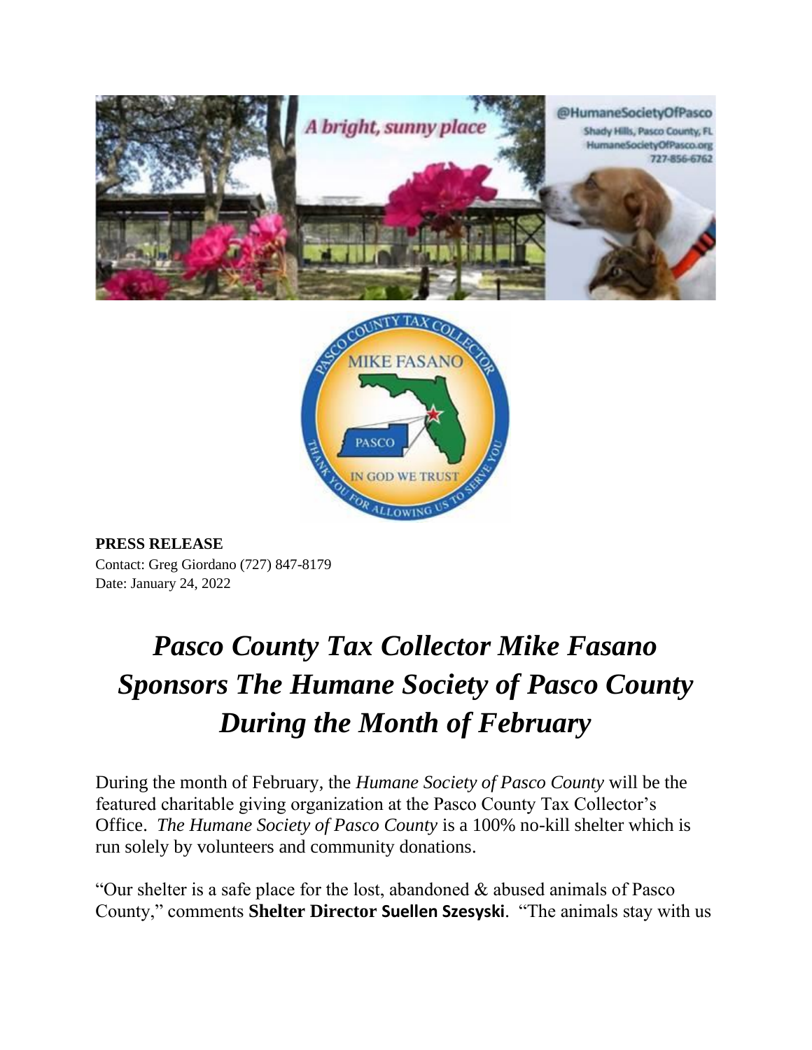**PRESS RELEASE**
Contact: Greg Giordano (727) 847-8179
Date: January 24, 2022

# *Pasco County Tax Collector Mike Fasano Sponsors The Humane Society of Pasco County During the Month of February*

During the month of February, the *Humane Society of Pasco County* will be the featured charitable giving organization at the Pasco County Tax Collector's Office. *The Humane Society of Pasco County* is a 100% no-kill shelter which is run solely by volunteers and community donations.

"Our shelter is a safe place for the lost, abandoned & abused animals of Pasco County," comments **Shelter Director Suellen Szesyski**. "The animals stay with us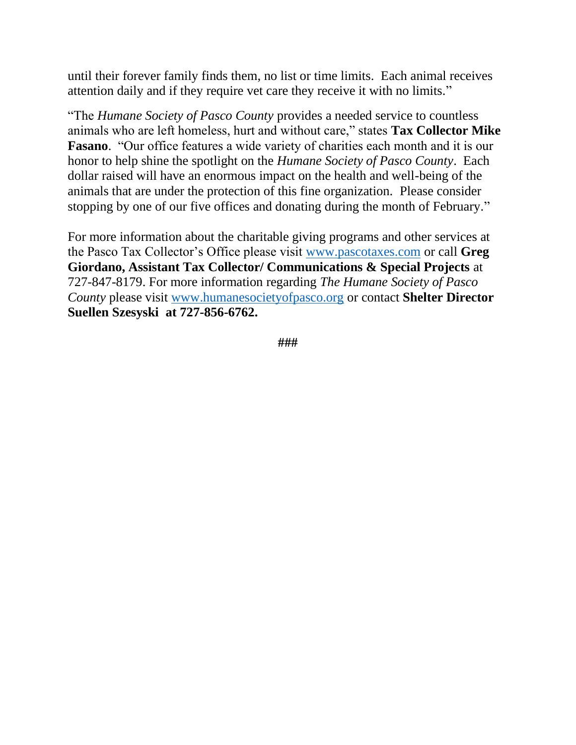until their forever family finds them, no list or time limits.  Each animal receives attention daily and if they require vet care they receive it with no limits."

"The *Humane Society of Pasco County* provides a needed service to countless animals who are left homeless, hurt and without care," states **Tax Collector Mike Fasano**.  "Our office features a wide variety of charities each month and it is our honor to help shine the spotlight on the *Humane Society of Pasco County*.  Each dollar raised will have an enormous impact on the health and well-being of the animals that are under the protection of this fine organization.  Please consider stopping by one of our five offices and donating during the month of February."

For more information about the charitable giving programs and other services at the Pasco Tax Collector's Office please visit www.pascotaxes.com or call **Greg Giordano, Assistant Tax Collector/ Communications & Special Projects** at 727-847-8179. For more information regarding *The Humane Society of Pasco County* please visit www.humanesocietyofpasco.org or contact **Shelter Director Suellen Szesyski  at 727-856-6762.**

###